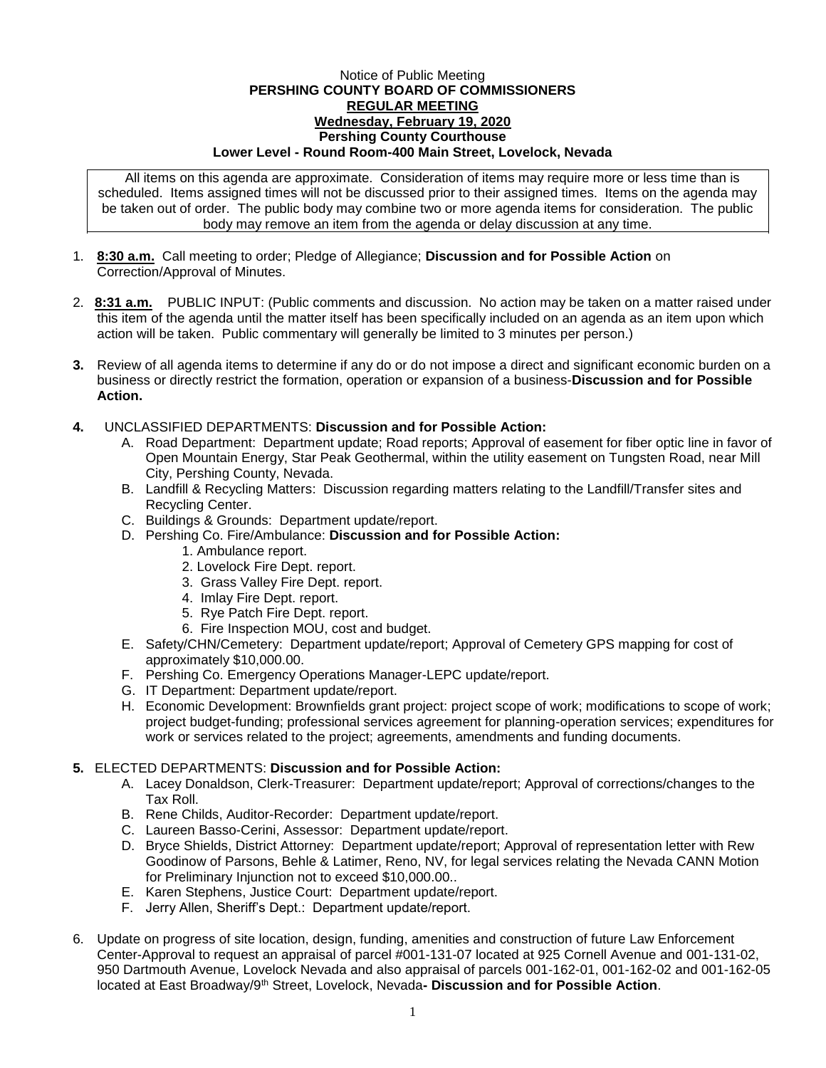Notice of Public Meeting

**PERSHING COUNTY BOARD OF COMMISSIONERS**

**REGULAR MEETING**

**Wednesday, February 19, 2020**

**Pershing County Courthouse**

**Lower Level - Round Room-400 Main Street, Lovelock, Nevada**

All items on this agenda are approximate. Consideration of items may require more or less time than is scheduled. Items assigned times will not be discussed prior to their assigned times. Items on the agenda may be taken out of order. The public body may combine two or more agenda items for consideration. The public body may remove an item from the agenda or delay discussion at any time.

1. **8:30 a.m.** Call meeting to order; Pledge of Allegiance; **Discussion and for Possible Action** on Correction/Approval of Minutes.

2. **8:31 a.m.** PUBLIC INPUT: (Public comments and discussion. No action may be taken on a matter raised under this item of the agenda until the matter itself has been specifically included on an agenda as an item upon which action will be taken. Public commentary will generally be limited to 3 minutes per person.)

3. Review of all agenda items to determine if any do or do not impose a direct and significant economic burden on a business or directly restrict the formation, operation or expansion of a business-**Discussion and for Possible Action.**

4. UNCLASSIFIED DEPARTMENTS: **Discussion and for Possible Action:**
   - A. Road Department: Department update; Road reports; Approval of easement for fiber optic line in favor of Open Mountain Energy, Star Peak Geothermal, within the utility easement on Tungsten Road, near Mill City, Pershing County, Nevada.
   - B. Landfill & Recycling Matters: Discussion regarding matters relating to the Landfill/Transfer sites and Recycling Center.
   - C. Buildings & Grounds: Department update/report.
   - D. Pershing Co. Fire/Ambulance: **Discussion and for Possible Action:**
     1. Ambulance report.
     2. Lovelock Fire Dept. report.
     3. Grass Valley Fire Dept. report.
     4. Imlay Fire Dept. report.
     5. Rye Patch Fire Dept. report.
     6. Fire Inspection MOU, cost and budget.
   - E. Safety/CHN/Cemetery: Department update/report; Approval of Cemetery GPS mapping for cost of approximately $10,000.00.
   - F. Pershing Co. Emergency Operations Manager-LEPC update/report.
   - G. IT Department: Department update/report.
   - H. Economic Development: Brownfields grant project: project scope of work; modifications to scope of work; project budget-funding; professional services agreement for planning-operation services; expenditures for work or services related to the project; agreements, amendments and funding documents.

5. ELECTED DEPARTMENTS: **Discussion and for Possible Action:**
   - A. Lacey Donaldson, Clerk-Treasurer: Department update/report; Approval of corrections/changes to the Tax Roll.
   - B. Rene Childs, Auditor-Recorder: Department update/report.
   - C. Laureen Basso-Cerini, Assessor: Department update/report.
   - D. Bryce Shields, District Attorney: Department update/report; Approval of representation letter with Rew Goodinow of Parsons, Behle & Latimer, Reno, NV, for legal services relating the Nevada CANN Motion for Preliminary Injunction not to exceed $10,000.00..
   - E. Karen Stephens, Justice Court: Department update/report.
   - F. Jerry Allen, Sheriff's Dept.: Department update/report.

6. Update on progress of site location, design, funding, amenities and construction of future Law Enforcement Center-Approval to request an appraisal of parcel #001-131-07 located at 925 Cornell Avenue and 001-131-02, 950 Dartmouth Avenue, Lovelock Nevada and also appraisal of parcels 001-162-01, 001-162-02 and 001-162-05 located at East Broadway/9th Street, Lovelock, Nevada**- Discussion and for Possible Action**.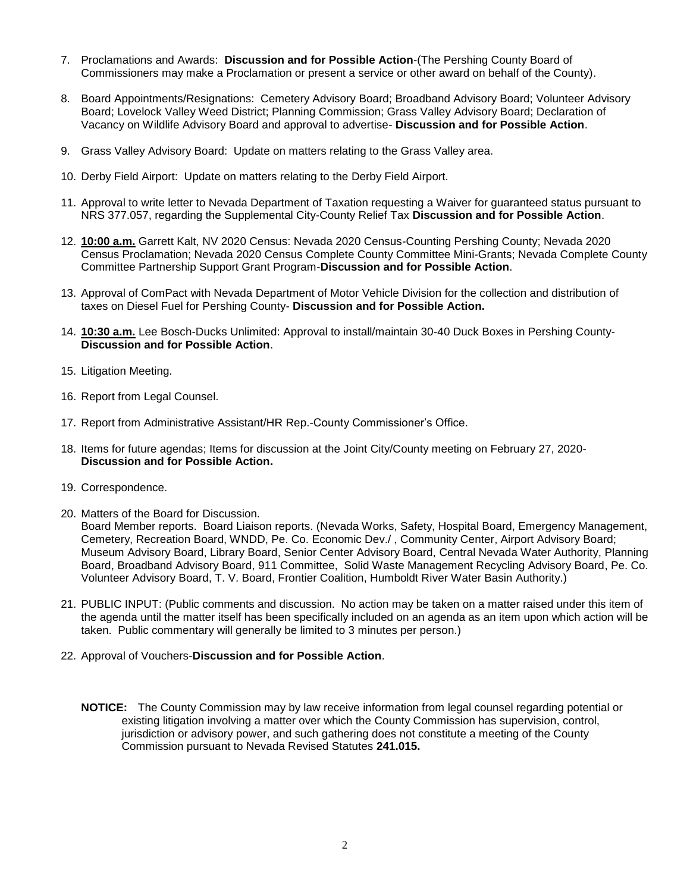7. Proclamations and Awards: **Discussion and for Possible Action**-(The Pershing County Board of Commissioners may make a Proclamation or present a service or other award on behalf of the County).

8. Board Appointments/Resignations: Cemetery Advisory Board; Broadband Advisory Board; Volunteer Advisory Board; Lovelock Valley Weed District; Planning Commission; Grass Valley Advisory Board; Declaration of Vacancy on Wildlife Advisory Board and approval to advertise- **Discussion and for Possible Action**.

9. Grass Valley Advisory Board: Update on matters relating to the Grass Valley area.

10. Derby Field Airport: Update on matters relating to the Derby Field Airport.

11. Approval to write letter to Nevada Department of Taxation requesting a Waiver for guaranteed status pursuant to NRS 377.057, regarding the Supplemental City-County Relief Tax **Discussion and for Possible Action**.

12. **10:00 a.m.** Garrett Kalt, NV 2020 Census: Nevada 2020 Census-Counting Pershing County; Nevada 2020 Census Proclamation; Nevada 2020 Census Complete County Committee Mini-Grants; Nevada Complete County Committee Partnership Support Grant Program-**Discussion and for Possible Action**.

13. Approval of ComPact with Nevada Department of Motor Vehicle Division for the collection and distribution of taxes on Diesel Fuel for Pershing County- **Discussion and for Possible Action.**

14. **10:30 a.m.** Lee Bosch-Ducks Unlimited: Approval to install/maintain 30-40 Duck Boxes in Pershing County- **Discussion and for Possible Action**.

15. Litigation Meeting.

16. Report from Legal Counsel.

17. Report from Administrative Assistant/HR Rep.-County Commissioner's Office.

18. Items for future agendas; Items for discussion at the Joint City/County meeting on February 27, 2020- **Discussion and for Possible Action.**

19. Correspondence.

20. Matters of the Board for Discussion.
    Board Member reports. Board Liaison reports. (Nevada Works, Safety, Hospital Board, Emergency Management, Cemetery, Recreation Board, WNDD, Pe. Co. Economic Dev./ , Community Center, Airport Advisory Board; Museum Advisory Board, Library Board, Senior Center Advisory Board, Central Nevada Water Authority, Planning Board, Broadband Advisory Board, 911 Committee, Solid Waste Management Recycling Advisory Board, Pe. Co. Volunteer Advisory Board, T. V. Board, Frontier Coalition, Humboldt River Water Basin Authority.)

21. PUBLIC INPUT: (Public comments and discussion. No action may be taken on a matter raised under this item of the agenda until the matter itself has been specifically included on an agenda as an item upon which action will be taken. Public commentary will generally be limited to 3 minutes per person.)

22. Approval of Vouchers-**Discussion and for Possible Action**.

**NOTICE:** The County Commission may by law receive information from legal counsel regarding potential or existing litigation involving a matter over which the County Commission has supervision, control, jurisdiction or advisory power, and such gathering does not constitute a meeting of the County Commission pursuant to Nevada Revised Statutes **241.015.**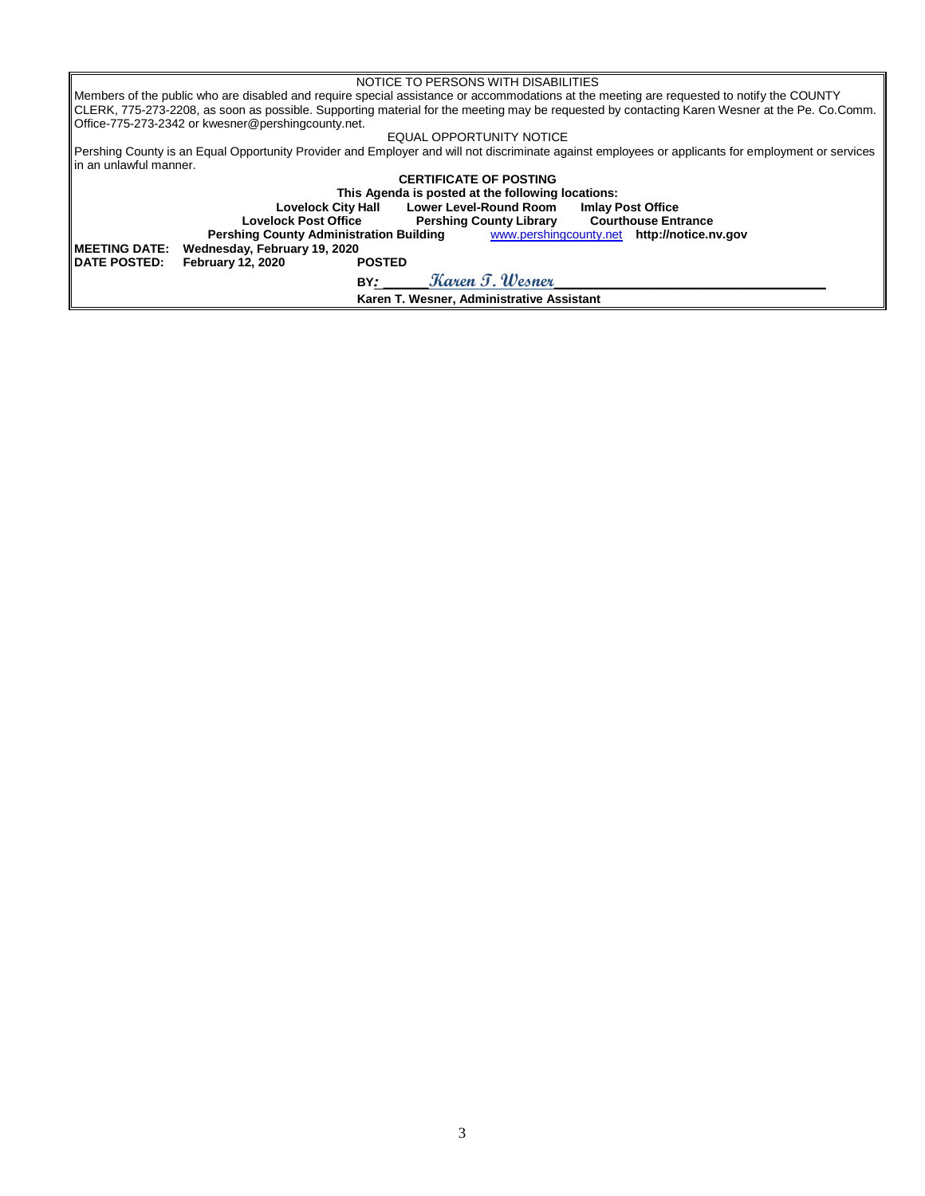NOTICE TO PERSONS WITH DISABILITIES

Members of the public who are disabled and require special assistance or accommodations at the meeting are requested to notify the COUNTY CLERK, 775-273-2208, as soon as possible. Supporting material for the meeting may be requested by contacting Karen Wesner at the Pe. Co.Comm. Office-775-273-2342 or kwesner@pershingcounty.net.

EQUAL OPPORTUNITY NOTICE

Pershing County is an Equal Opportunity Provider and Employer and will not discriminate against employees or applicants for employment or services in an unlawful manner.

**CERTIFICATE OF POSTING**

**This Agenda is posted at the following locations:**

**Lovelock City Hall** **Lower Level-Round Room** **Imlay Post Office**

**Lovelock Post Office** **Pershing County Library** **Courthouse Entrance**

**Pershing County Administration Building** www.pershingcounty.net **http://notice.nv.gov**

**MEETING DATE:** **Wednesday, February 19, 2020**

**DATE POSTED:** **February 12, 2020** **POSTED**

**BY:** *Karen T. Wesner*

**Karen T. Wesner, Administrative Assistant**